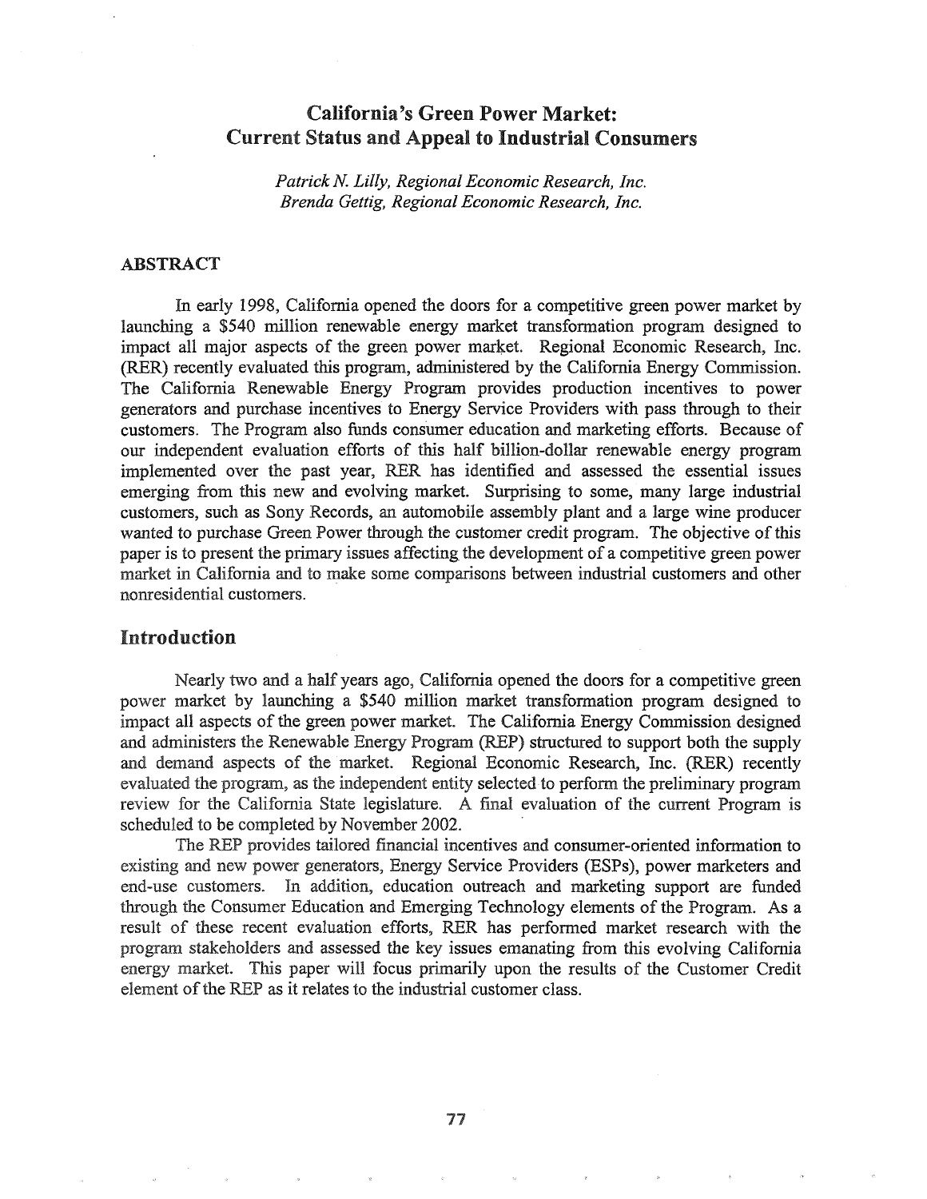# California's Green Power Market: Current Status and Appeal to Industrial Consumers

*Patrick N. Lilly, Regional Economic Research, Inc.*
*Brenda Gettig, Regional Economic Research, Inc.*

## ABSTRACT

In early 1998, California opened the doors for a competitive green power market by launching a $540 million renewable energy market transformation program designed to impact all major aspects of the green power market. Regional Economic Research, Inc. (RER) recently evaluated this program, administered by the California Energy Commission. The California Renewable Energy Program provides production incentives to power generators and purchase incentives to Energy Service Providers with pass through to their customers. The Program also funds consumer education and marketing efforts. Because of our independent evaluation efforts of this half billion-dollar renewable energy program implemented over the past year, RER has identified and assessed the essential issues emerging from this new and evolving market. Surprising to some, many large industrial customers, such as Sony Records, an automobile assembly plant and a large wine producer wanted to purchase Green Power through the customer credit program. The objective of this paper is to present the primary issues affecting the development of a competitive green power market in California and to make some comparisons between industrial customers and other nonresidential customers.

## Introduction

Nearly two and a half years ago, California opened the doors for a competitive green power market by launching a $540 million market transformation program designed to impact all aspects of the green power market. The California Energy Commission designed and administers the Renewable Energy Program (REP) structured to support both the supply and demand aspects of the market. Regional Economic Research, Inc. (RER) recently evaluated the program, as the independent entity selected to perform the preliminary program review for the California State legislature. A final evaluation of the current Program is scheduled to be completed by November 2002.

The REP provides tailored financial incentives and consumer-oriented information to existing and new power generators, Energy Service Providers (ESPs), power marketers and end-use customers. In addition, education outreach and marketing support are funded through the Consumer Education and Emerging Technology elements of the Program. As a result of these recent evaluation efforts, RER has performed market research with the program stakeholders and assessed the key issues emanating from this evolving California energy market. This paper will focus primarily upon the results of the Customer Credit element of the REP as it relates to the industrial customer class.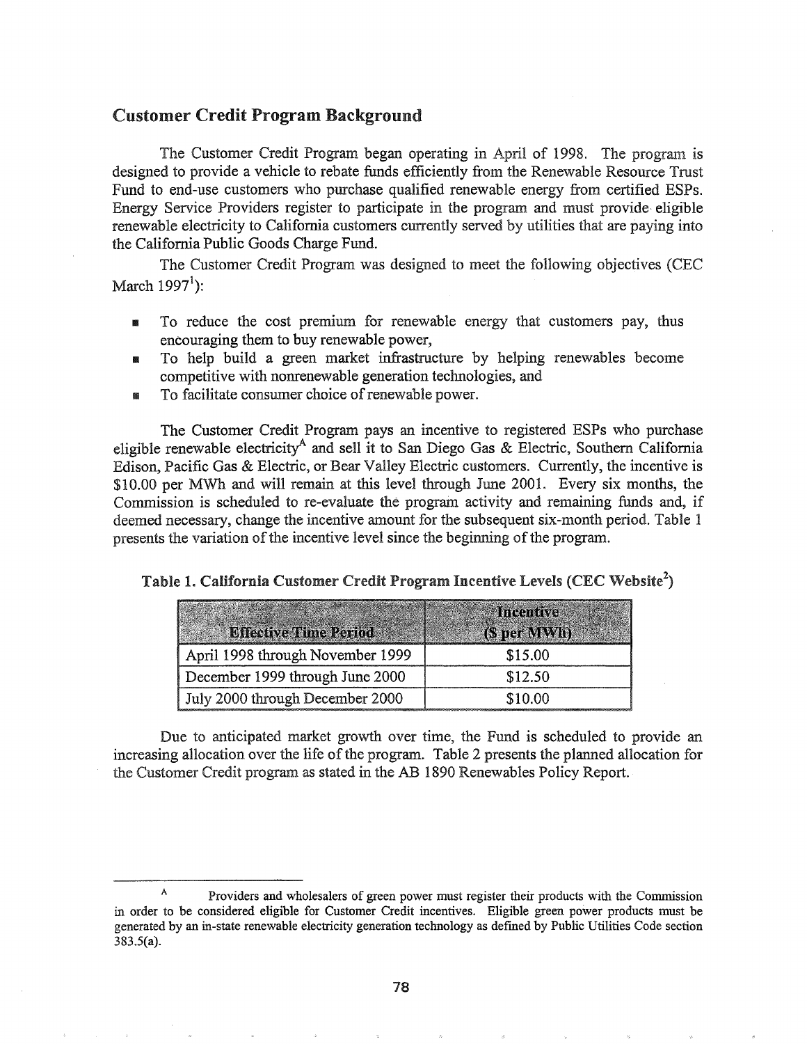## Customer Credit Program Background

The Customer Credit Program began operating in April of 1998. The program is designed to provide a vehicle to rebate funds efficiently from the Renewable Resource Trust Fund to end-use customers who purchase qualified renewable energy from certified ESPs. Energy Service Providers register to participate in the program and must provide eligible renewable electricity to California customers currently served by utilities that are paying into the California Public Goods Charge Fund.

The Customer Credit Program was designed to meet the following objectives (CEC March 1997[1]):

- To reduce the cost premium for renewable energy that customers pay, thus encouraging them to buy renewable power,
- To help build a green market infrastructure by helping renewables become competitive with nonrenewable generation technologies, and
- To facilitate consumer choice of renewable power.

The Customer Credit Program pays an incentive to registered ESPs who purchase eligible renewable electricity[A] and sell it to San Diego Gas & Electric, Southern California Edison, Pacific Gas & Electric, or Bear Valley Electric customers. Currently, the incentive is $10.00 per MWh and will remain at this level through June 2001. Every six months, the Commission is scheduled to re-evaluate the program activity and remaining funds and, if deemed necessary, change the incentive amount for the subsequent six-month period. Table 1 presents the variation of the incentive level since the beginning of the program.

**Table 1. California Customer Credit Program Incentive Levels (CEC Website[2])**

| Effective Time Period | Incentive ($ per MWh) |
|---|---|
| April 1998 through November 1999 | $15.00 |
| December 1999 through June 2000 | $12.50 |
| July 2000 through December 2000 | $10.00 |

Due to anticipated market growth over time, the Fund is scheduled to provide an increasing allocation over the life of the program. Table 2 presents the planned allocation for the Customer Credit program as stated in the AB 1890 Renewables Policy Report.

---

[A] Providers and wholesalers of green power must register their products with the Commission in order to be considered eligible for Customer Credit incentives. Eligible green power products must be generated by an in-state renewable electricity generation technology as defined by Public Utilities Code section 383.5(a).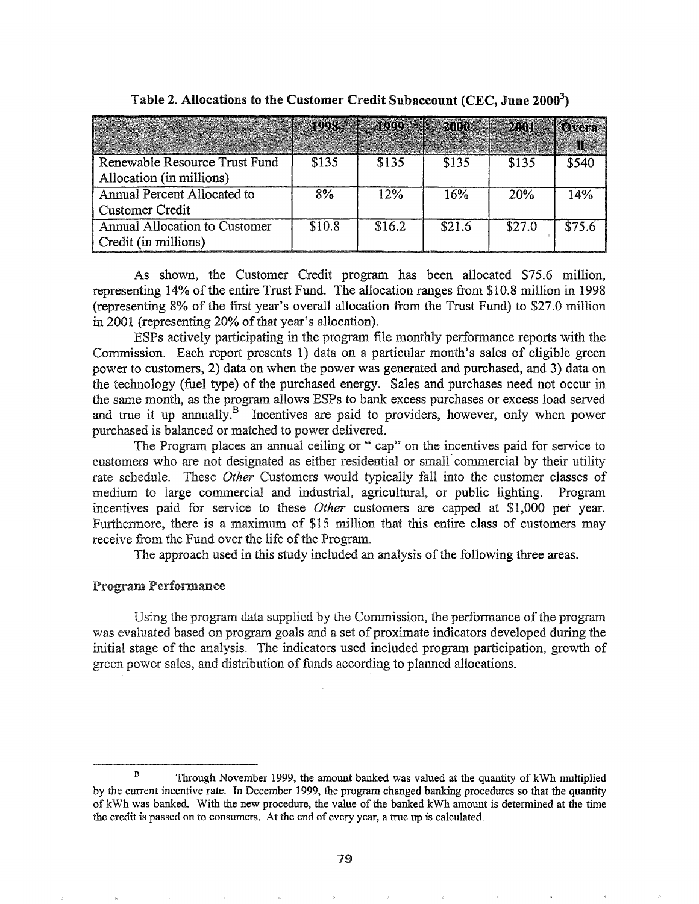**Table 2. Allocations to the Customer Credit Subaccount (CEC, June 2000[3])**

| | 1998 | 1999 | 2000 | 2001 | Overall |
|---|---|---|---|---|---|
| Renewable Resource Trust Fund Allocation (in millions) | $135 | $135 | $135 | $135 | $540 |
| Annual Percent Allocated to Customer Credit | 8% | 12% | 16% | 20% | 14% |
| Annual Allocation to Customer Credit (in millions) | $10.8 | $16.2 | $21.6 | $27.0 | $75.6 |

As shown, the Customer Credit program has been allocated $75.6 million, representing 14% of the entire Trust Fund. The allocation ranges from $10.8 million in 1998 (representing 8% of the first year's overall allocation from the Trust Fund) to $27.0 million in 2001 (representing 20% of that year's allocation).

ESPs actively participating in the program file monthly performance reports with the Commission. Each report presents 1) data on a particular month's sales of eligible green power to customers, 2) data on when the power was generated and purchased, and 3) data on the technology (fuel type) of the purchased energy. Sales and purchases need not occur in the same month, as the program allows ESPs to bank excess purchases or excess load served and true it up annually.[B] Incentives are paid to providers, however, only when power purchased is balanced or matched to power delivered.

The Program places an annual ceiling or " cap" on the incentives paid for service to customers who are not designated as either residential or small commercial by their utility rate schedule. These *Other* Customers would typically fall into the customer classes of medium to large commercial and industrial, agricultural, or public lighting. Program incentives paid for service to these *Other* customers are capped at $1,000 per year. Furthermore, there is a maximum of $15 million that this entire class of customers may receive from the Fund over the life of the Program.

The approach used in this study included an analysis of the following three areas.

### Program Performance

Using the program data supplied by the Commission, the performance of the program was evaluated based on program goals and a set of proximate indicators developed during the initial stage of the analysis. The indicators used included program participation, growth of green power sales, and distribution of funds according to planned allocations.

[B] Through November 1999, the amount banked was valued at the quantity of kWh multiplied by the current incentive rate. In December 1999, the program changed banking procedures so that the quantity of kWh was banked. With the new procedure, the value of the banked kWh amount is determined at the time the credit is passed on to consumers. At the end of every year, a true up is calculated.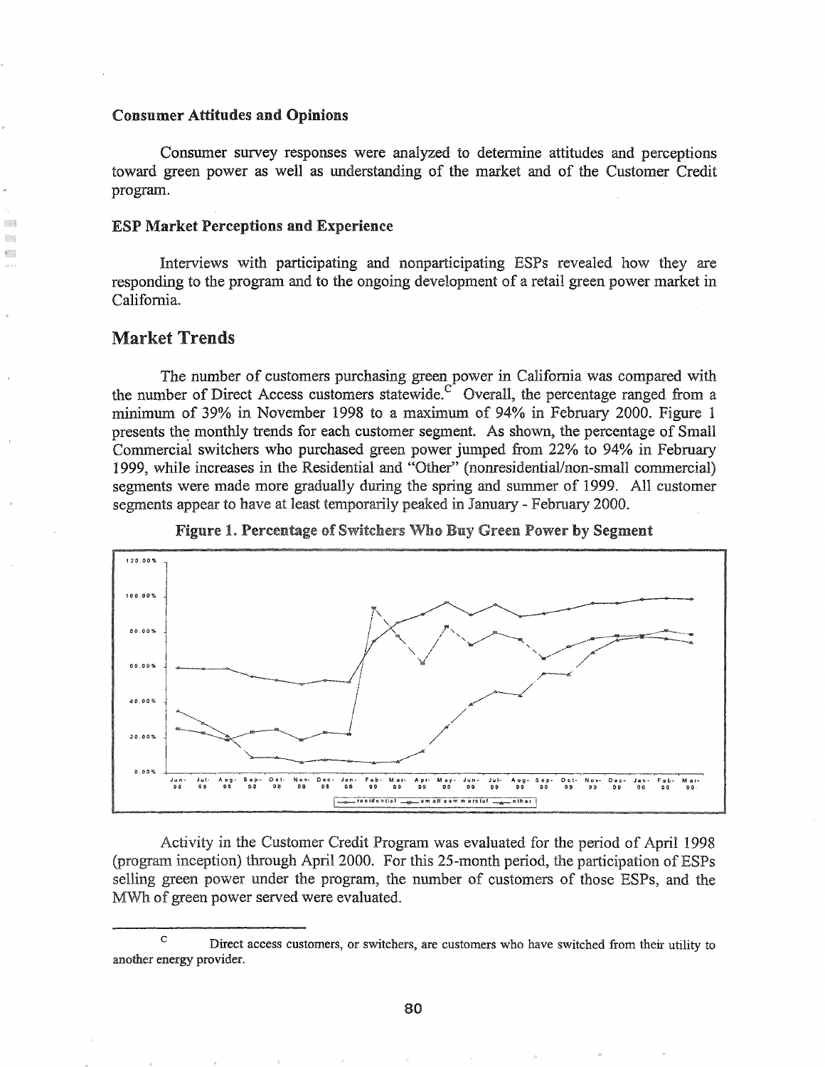### Consumer Attitudes and Opinions

Consumer survey responses were analyzed to determine attitudes and perceptions toward green power as well as understanding of the market and of the Customer Credit program.

### ESP Market Perceptions and Experience

Interviews with participating and nonparticipating ESPs revealed how they are responding to the program and to the ongoing development of a retail green power market in California.

## Market Trends

The number of customers purchasing green power in California was compared with the number of Direct Access customers statewide.[C] Overall, the percentage ranged from a minimum of 39% in November 1998 to a maximum of 94% in February 2000. Figure 1 presents the monthly trends for each customer segment. As shown, the percentage of Small Commercial switchers who purchased green power jumped from 22% to 94% in February 1999, while increases in the Residential and "Other" (nonresidential/non-small commercial) segments were made more gradually during the spring and summer of 1999. All customer segments appear to have at least temporarily peaked in January - February 2000.

**Figure 1. Percentage of Switchers Who Buy Green Power by Segment**

Activity in the Customer Credit Program was evaluated for the period of April 1998 (program inception) through April 2000. For this 25-month period, the participation of ESPs selling green power under the program, the number of customers of those ESPs, and the MWh of green power served were evaluated.

---

[C] Direct access customers, or switchers, are customers who have switched from their utility to another energy provider.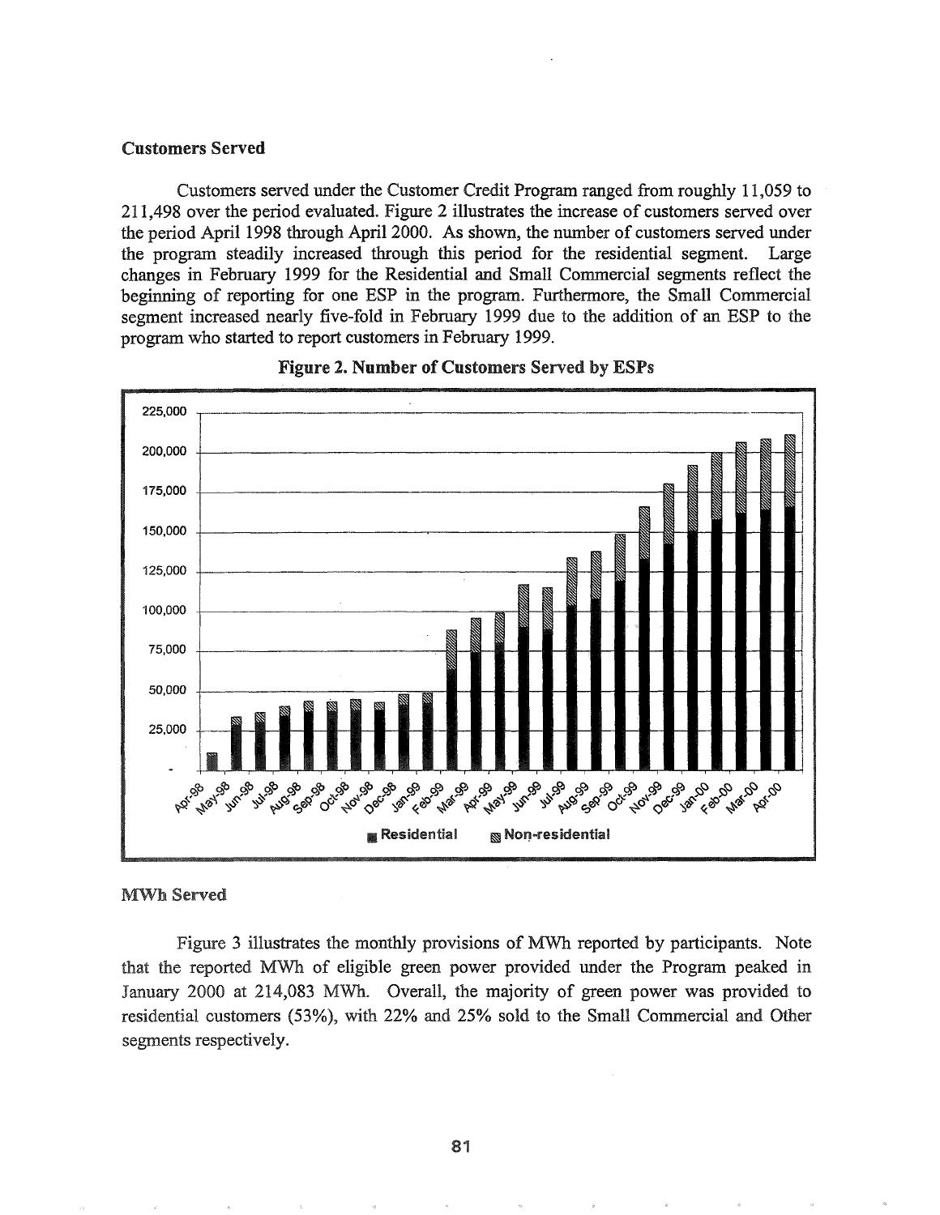## Customers Served

Customers served under the Customer Credit Program ranged from roughly 11,059 to 211,498 over the period evaluated. Figure 2 illustrates the increase of customers served over the period April 1998 through April 2000. As shown, the number of customers served under the program steadily increased through this period for the residential segment. Large changes in February 1999 for the Residential and Small Commercial segments reflect the beginning of reporting for one ESP in the program. Furthermore, the Small Commercial segment increased nearly five-fold in February 1999 due to the addition of an ESP to the program who started to report customers in February 1999.

**Figure 2. Number of Customers Served by ESPs**

## MWh Served

Figure 3 illustrates the monthly provisions of MWh reported by participants. Note that the reported MWh of eligible green power provided under the Program peaked in January 2000 at 214,083 MWh. Overall, the majority of green power was provided to residential customers (53%), with 22% and 25% sold to the Small Commercial and Other segments respectively.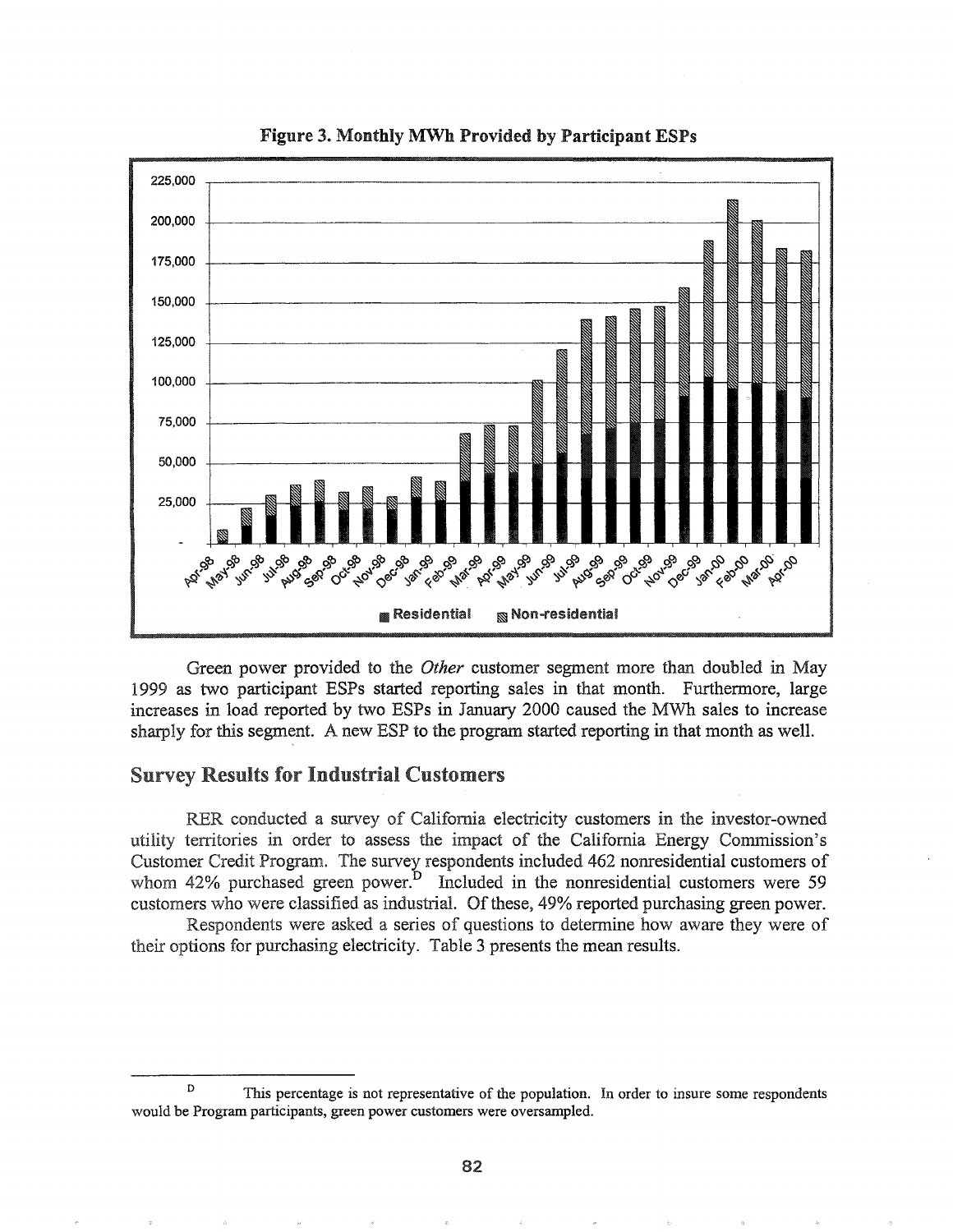**Figure 3. Monthly MWh Provided by Participant ESPs**

Green power provided to the *Other* customer segment more than doubled in May 1999 as two participant ESPs started reporting sales in that month. Furthermore, large increases in load reported by two ESPs in January 2000 caused the MWh sales to increase sharply for this segment. A new ESP to the program started reporting in that month as well.

## Survey Results for Industrial Customers

RER conducted a survey of California electricity customers in the investor-owned utility territories in order to assess the impact of the California Energy Commission's Customer Credit Program. The survey respondents included 462 nonresidential customers of whom 42% purchased green power.[D] Included in the nonresidential customers were 59 customers who were classified as industrial. Of these, 49% reported purchasing green power.

Respondents were asked a series of questions to determine how aware they were of their options for purchasing electricity. Table 3 presents the mean results.

---

[D] This percentage is not representative of the population. In order to insure some respondents would be Program participants, green power customers were oversampled.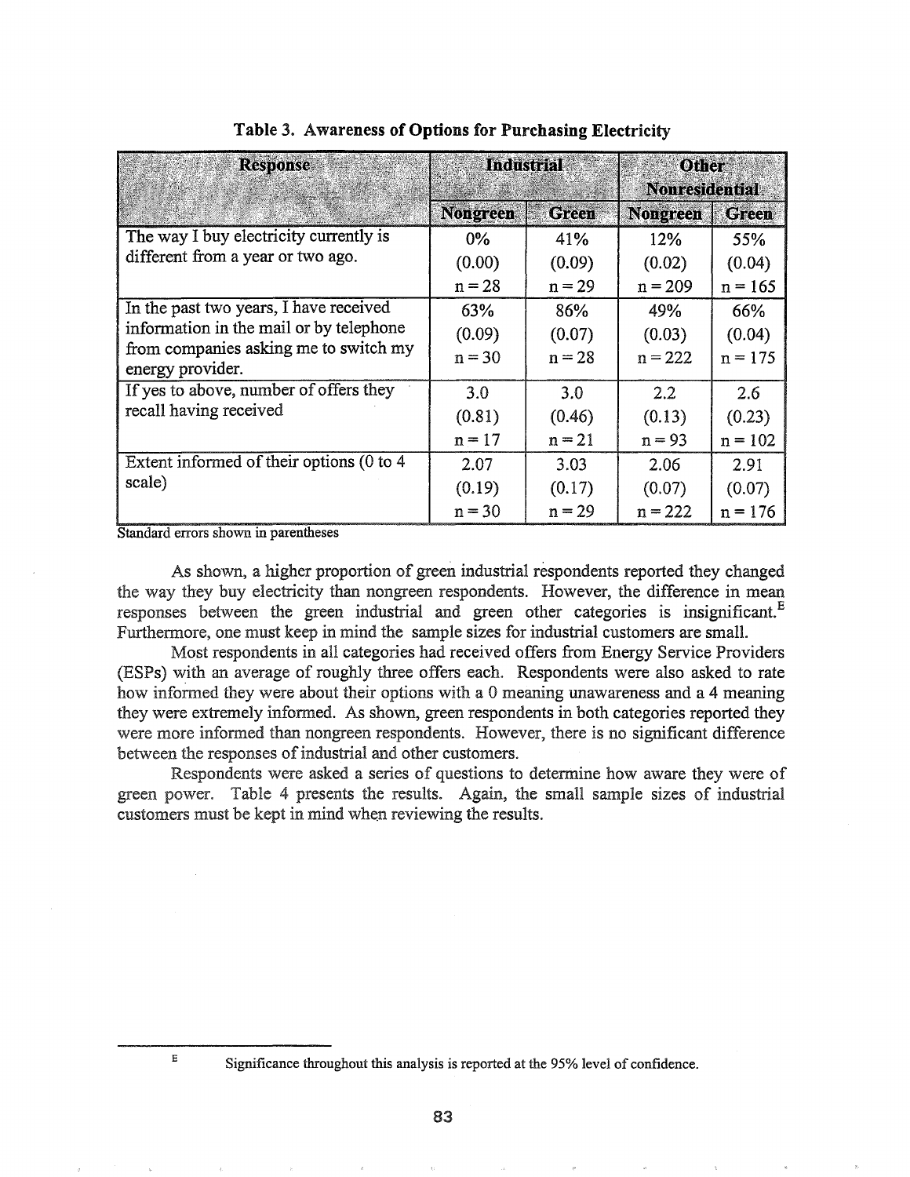**Table 3. Awareness of Options for Purchasing Electricity**

| Response | Industrial | | Other Nonresidential | |
|---|---|---|---|---|
| | Nongreen | Green | Nongreen | Green |
| The way I buy electricity currently is different from a year or two ago. | 0% (0.00) n = 28 | 41% (0.09) n = 29 | 12% (0.02) n = 209 | 55% (0.04) n = 165 |
| In the past two years, I have received information in the mail or by telephone from companies asking me to switch my energy provider. | 63% (0.09) n = 30 | 86% (0.07) n = 28 | 49% (0.03) n = 222 | 66% (0.04) n = 175 |
| If yes to above, number of offers they recall having received | 3.0 (0.81) n = 17 | 3.0 (0.46) n = 21 | 2.2 (0.13) n = 93 | 2.6 (0.23) n = 102 |
| Extent informed of their options (0 to 4 scale) | 2.07 (0.19) n = 30 | 3.03 (0.17) n = 29 | 2.06 (0.07) n = 222 | 2.91 (0.07) n = 176 |

Standard errors shown in parentheses

As shown, a higher proportion of green industrial respondents reported they changed the way they buy electricity than nongreen respondents. However, the difference in mean responses between the green industrial and green other categories is insignificant.[E] Furthermore, one must keep in mind the sample sizes for industrial customers are small.

Most respondents in all categories had received offers from Energy Service Providers (ESPs) with an average of roughly three offers each. Respondents were also asked to rate how informed they were about their options with a 0 meaning unawareness and a 4 meaning they were extremely informed. As shown, green respondents in both categories reported they were more informed than nongreen respondents. However, there is no significant difference between the responses of industrial and other customers.

Respondents were asked a series of questions to determine how aware they were of green power. Table 4 presents the results. Again, the small sample sizes of industrial customers must be kept in mind when reviewing the results.

---

[E] Significance throughout this analysis is reported at the 95% level of confidence.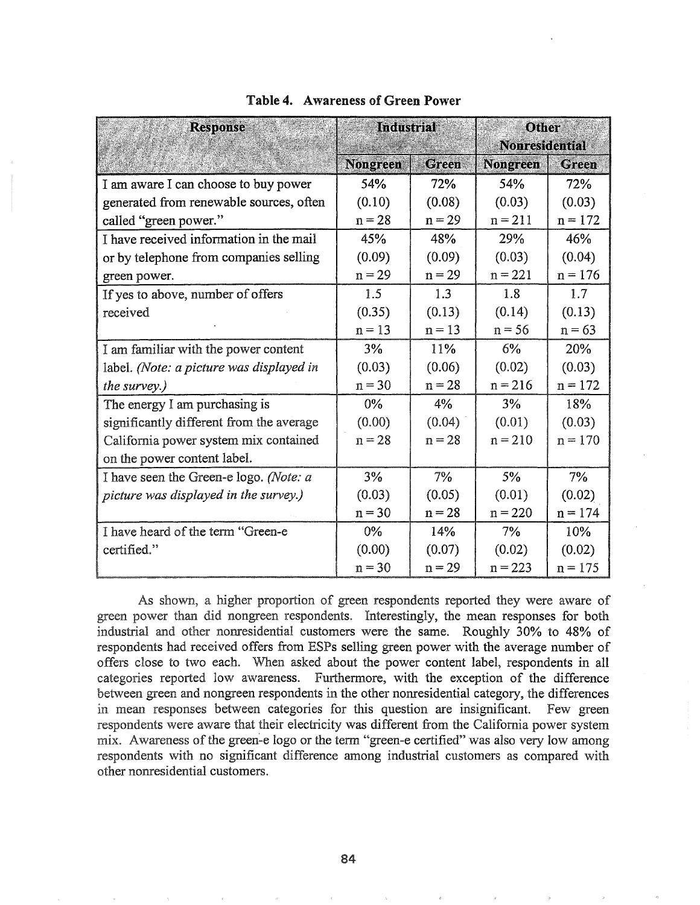**Table 4. Awareness of Green Power**

| Response | Industrial | | Other Nonresidential | |
|---|---|---|---|---|
| | Nongreen | Green | Nongreen | Green |
| I am aware I can choose to buy power generated from renewable sources, often called "green power." | 54% (0.10) n = 28 | 72% (0.08) n = 29 | 54% (0.03) n = 211 | 72% (0.03) n = 172 |
| I have received information in the mail or by telephone from companies selling green power. | 45% (0.09) n = 29 | 48% (0.09) n = 29 | 29% (0.03) n = 221 | 46% (0.04) n = 176 |
| If yes to above, number of offers received | 1.5 (0.35) n = 13 | 1.3 (0.13) n = 13 | 1.8 (0.14) n = 56 | 1.7 (0.13) n = 63 |
| I am familiar with the power content label. *(Note: a picture was displayed in the survey.)* | 3% (0.03) n = 30 | 11% (0.06) n = 28 | 6% (0.02) n = 216 | 20% (0.03) n = 172 |
| The energy I am purchasing is significantly different from the average California power system mix contained on the power content label. | 0% (0.00) n = 28 | 4% (0.04) n = 28 | 3% (0.01) n = 210 | 18% (0.03) n = 170 |
| I have seen the Green-e logo. *(Note: a picture was displayed in the survey.)* | 3% (0.03) n = 30 | 7% (0.05) n = 28 | 5% (0.01) n = 220 | 7% (0.02) n = 174 |
| I have heard of the term "Green-e certified." | 0% (0.00) n = 30 | 14% (0.07) n = 29 | 7% (0.02) n = 223 | 10% (0.02) n = 175 |

As shown, a higher proportion of green respondents reported they were aware of green power than did nongreen respondents. Interestingly, the mean responses for both industrial and other nonresidential customers were the same. Roughly 30% to 48% of respondents had received offers from ESPs selling green power with the average number of offers close to two each. When asked about the power content label, respondents in all categories reported low awareness. Furthermore, with the exception of the difference between green and nongreen respondents in the other nonresidential category, the differences in mean responses between categories for this question are insignificant. Few green respondents were aware that their electricity was different from the California power system mix. Awareness of the green-e logo or the term "green-e certified" was also very low among respondents with no significant difference among industrial customers as compared with other nonresidential customers.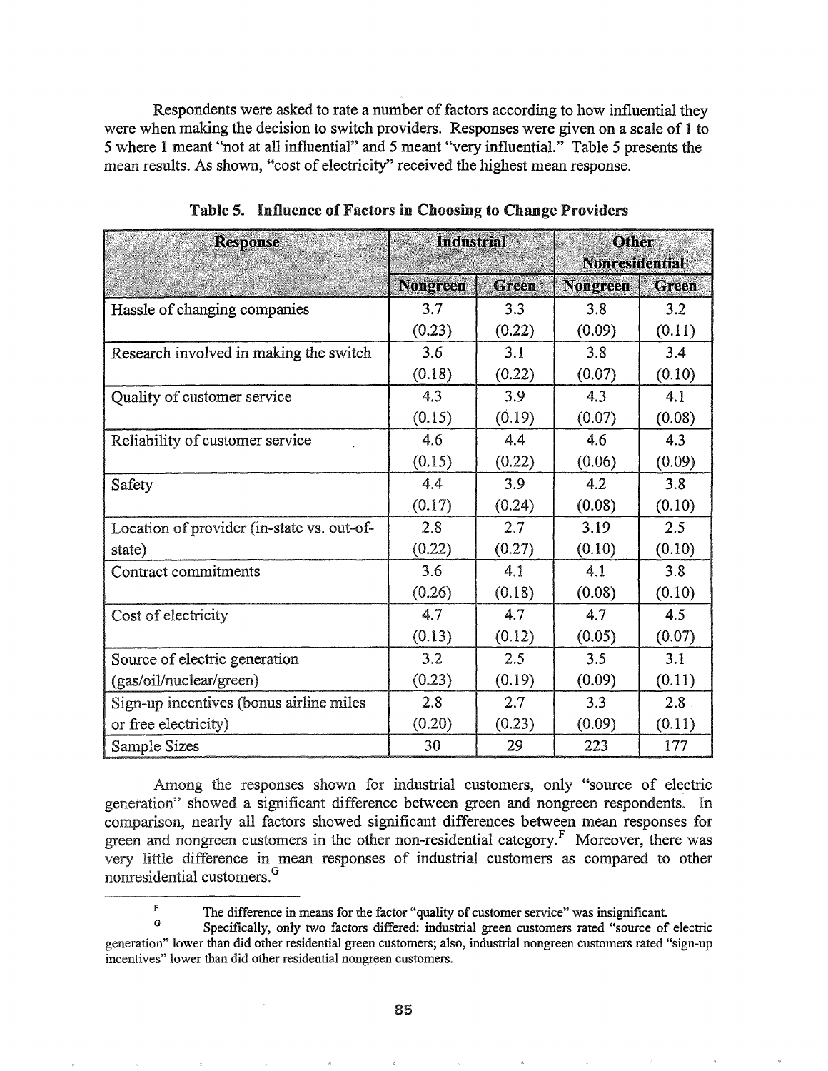Respondents were asked to rate a number of factors according to how influential they were when making the decision to switch providers. Responses were given on a scale of 1 to 5 where 1 meant "not at all influential" and 5 meant "very influential." Table 5 presents the mean results. As shown, "cost of electricity" received the highest mean response.

**Table 5. Influence of Factors in Choosing to Change Providers**

| Response | Industrial | | Other Nonresidential | |
|---|---|---|---|---|
| | Nongreen | Green | Nongreen | Green |
| Hassle of changing companies | 3.7 (0.23) | 3.3 (0.22) | 3.8 (0.09) | 3.2 (0.11) |
| Research involved in making the switch | 3.6 (0.18) | 3.1 (0.22) | 3.8 (0.07) | 3.4 (0.10) |
| Quality of customer service | 4.3 (0.15) | 3.9 (0.19) | 4.3 (0.07) | 4.1 (0.08) |
| Reliability of customer service | 4.6 (0.15) | 4.4 (0.22) | 4.6 (0.06) | 4.3 (0.09) |
| Safety | 4.4 (0.17) | 3.9 (0.24) | 4.2 (0.08) | 3.8 (0.10) |
| Location of provider (in-state vs. out-of-state) | 2.8 (0.22) | 2.7 (0.27) | 3.19 (0.10) | 2.5 (0.10) |
| Contract commitments | 3.6 (0.26) | 4.1 (0.18) | 4.1 (0.08) | 3.8 (0.10) |
| Cost of electricity | 4.7 (0.13) | 4.7 (0.12) | 4.7 (0.05) | 4.5 (0.07) |
| Source of electric generation (gas/oil/nuclear/green) | 3.2 (0.23) | 2.5 (0.19) | 3.5 (0.09) | 3.1 (0.11) |
| Sign-up incentives (bonus airline miles or free electricity) | 2.8 (0.20) | 2.7 (0.23) | 3.3 (0.09) | 2.8 (0.11) |
| Sample Sizes | 30 | 29 | 223 | 177 |

Among the responses shown for industrial customers, only "source of electric generation" showed a significant difference between green and nongreen respondents. In comparison, nearly all factors showed significant differences between mean responses for green and nongreen customers in the other non-residential category.[F] Moreover, there was very little difference in mean responses of industrial customers as compared to other nonresidential customers.[G]

---

[F] The difference in means for the factor "quality of customer service" was insignificant.

[G] Specifically, only two factors differed: industrial green customers rated "source of electric generation" lower than did other residential green customers; also, industrial nongreen customers rated "sign-up incentives" lower than did other residential nongreen customers.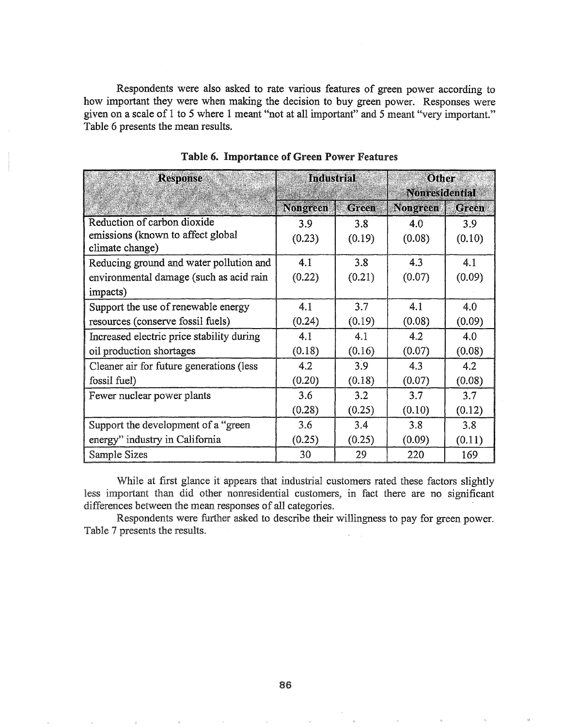Respondents were also asked to rate various features of green power according to how important they were when making the decision to buy green power. Responses were given on a scale of 1 to 5 where 1 meant "not at all important" and 5 meant "very important." Table 6 presents the mean results.

**Table 6. Importance of Green Power Features**

| Response | Industrial | | Other Nonresidential | |
|---|---|---|---|---|
| | Nongreen | Green | Nongreen | Green |
| Reduction of carbon dioxide emissions (known to affect global climate change) | 3.9 (0.23) | 3.8 (0.19) | 4.0 (0.08) | 3.9 (0.10) |
| Reducing ground and water pollution and environmental damage (such as acid rain impacts) | 4.1 (0.22) | 3.8 (0.21) | 4.3 (0.07) | 4.1 (0.09) |
| Support the use of renewable energy resources (conserve fossil fuels) | 4.1 (0.24) | 3.7 (0.19) | 4.1 (0.08) | 4.0 (0.09) |
| Increased electric price stability during oil production shortages | 4.1 (0.18) | 4.1 (0.16) | 4.2 (0.07) | 4.0 (0.08) |
| Cleaner air for future generations (less fossil fuel) | 4.2 (0.20) | 3.9 (0.18) | 4.3 (0.07) | 4.2 (0.08) |
| Fewer nuclear power plants | 3.6 (0.28) | 3.2 (0.25) | 3.7 (0.10) | 3.7 (0.12) |
| Support the development of a "green energy" industry in California | 3.6 (0.25) | 3.4 (0.25) | 3.8 (0.09) | 3.8 (0.11) |
| Sample Sizes | 30 | 29 | 220 | 169 |

While at first glance it appears that industrial customers rated these factors slightly less important than did other nonresidential customers, in fact there are no significant differences between the mean responses of all categories.

Respondents were further asked to describe their willingness to pay for green power. Table 7 presents the results.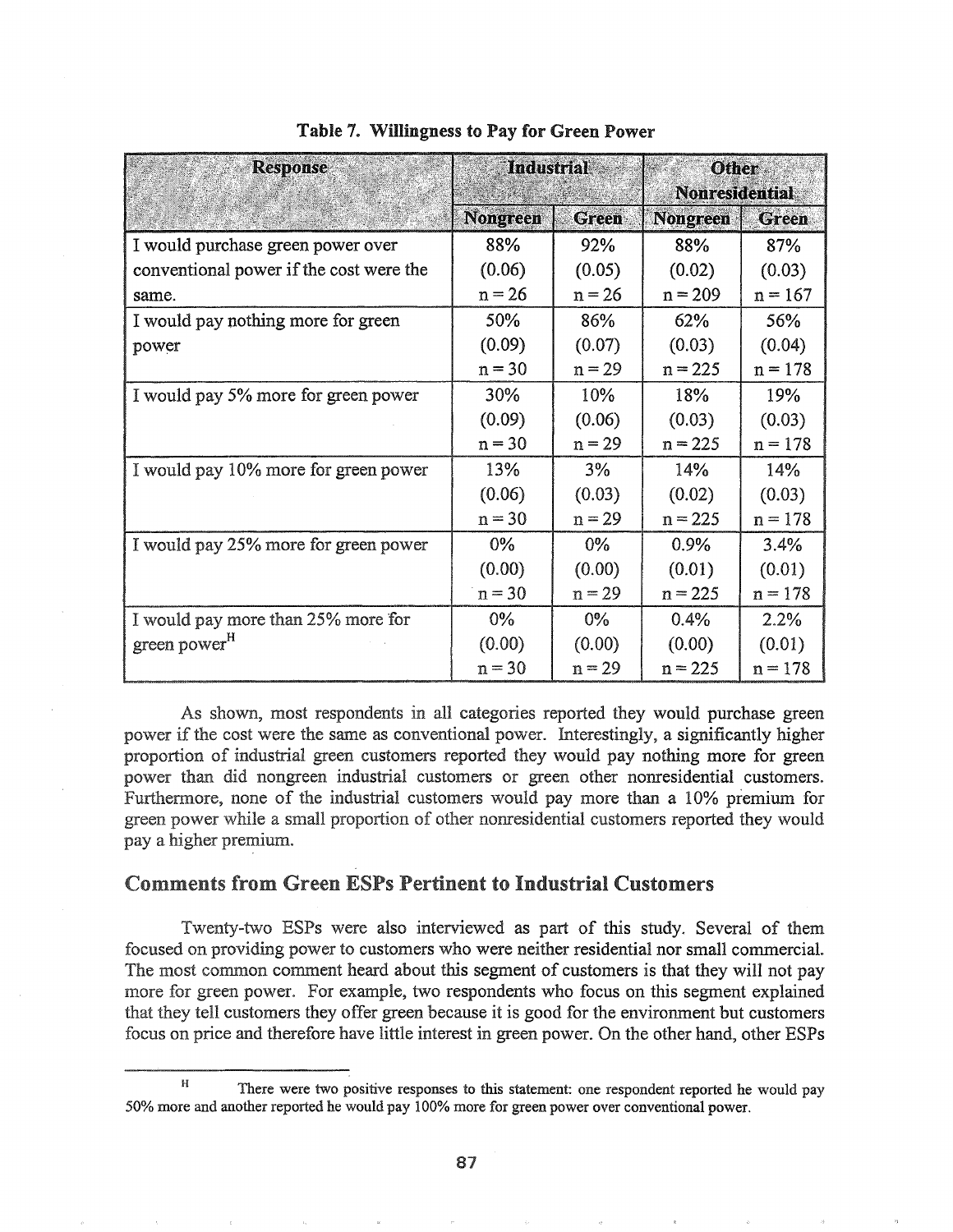**Table 7. Willingness to Pay for Green Power**

| Response | Industrial | | Other Nonresidential | |
|---|---|---|---|---|
| | Nongreen | Green | Nongreen | Green |
| I would purchase green power over conventional power if the cost were the same. | 88% (0.06) n = 26 | 92% (0.05) n = 26 | 88% (0.02) n = 209 | 87% (0.03) n = 167 |
| I would pay nothing more for green power | 50% (0.09) n = 30 | 86% (0.07) n = 29 | 62% (0.03) n = 225 | 56% (0.04) n = 178 |
| I would pay 5% more for green power | 30% (0.09) n = 30 | 10% (0.06) n = 29 | 18% (0.03) n = 225 | 19% (0.03) n = 178 |
| I would pay 10% more for green power | 13% (0.06) n = 30 | 3% (0.03) n = 29 | 14% (0.02) n = 225 | 14% (0.03) n = 178 |
| I would pay 25% more for green power | 0% (0.00) n = 30 | 0% (0.00) n = 29 | 0.9% (0.01) n = 225 | 3.4% (0.01) n = 178 |
| I would pay more than 25% more for green power[H] | 0% (0.00) n = 30 | 0% (0.00) n = 29 | 0.4% (0.00) n = 225 | 2.2% (0.01) n = 178 |

As shown, most respondents in all categories reported they would purchase green power if the cost were the same as conventional power. Interestingly, a significantly higher proportion of industrial green customers reported they would pay nothing more for green power than did nongreen industrial customers or green other nonresidential customers. Furthermore, none of the industrial customers would pay more than a 10% premium for green power while a small proportion of other nonresidential customers reported they would pay a higher premium.

## Comments from Green ESPs Pertinent to Industrial Customers

Twenty-two ESPs were also interviewed as part of this study. Several of them focused on providing power to customers who were neither residential nor small commercial. The most common comment heard about this segment of customers is that they will not pay more for green power. For example, two respondents who focus on this segment explained that they tell customers they offer green because it is good for the environment but customers focus on price and therefore have little interest in green power. On the other hand, other ESPs

---

[H] There were two positive responses to this statement: one respondent reported he would pay 50% more and another reported he would pay 100% more for green power over conventional power.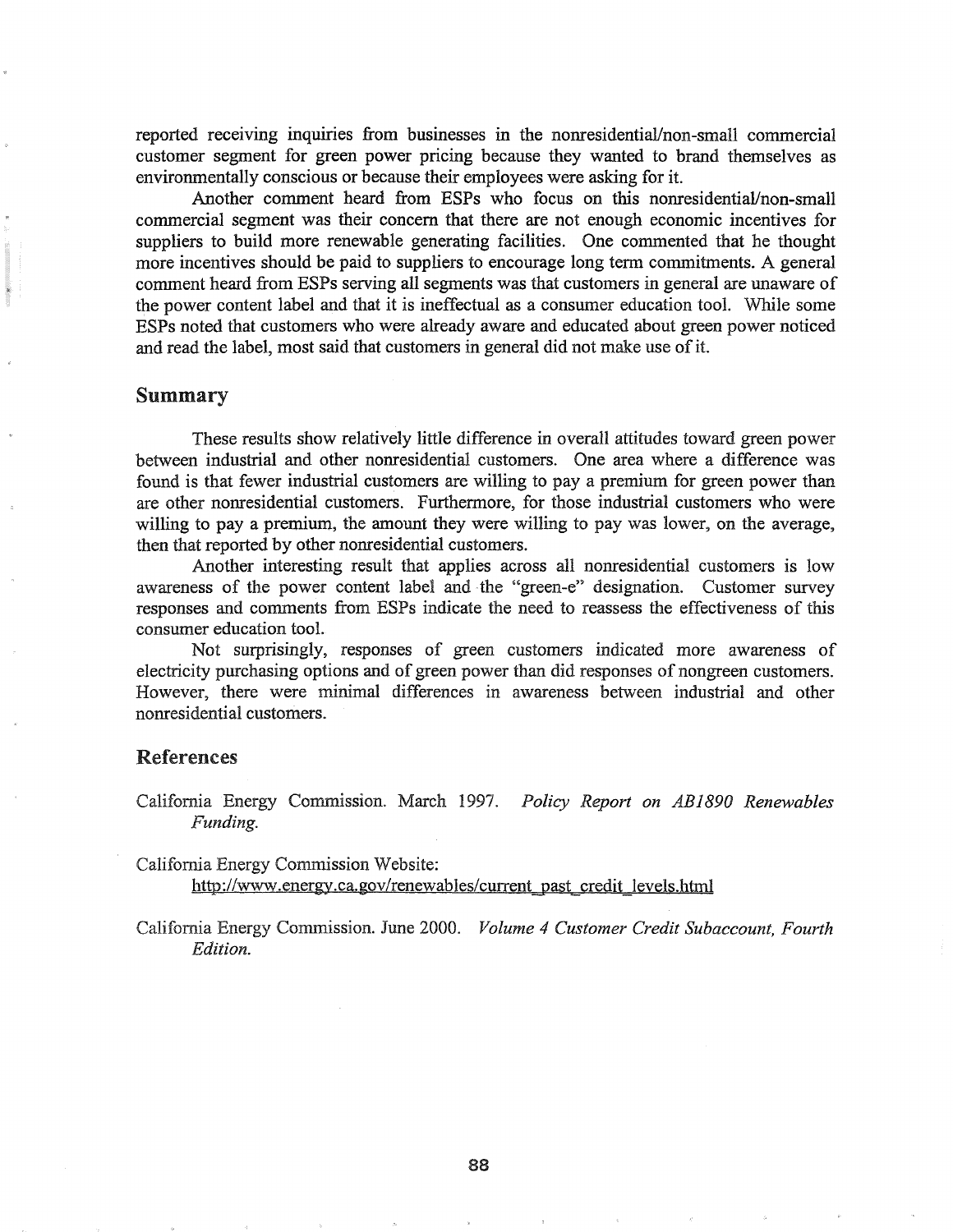reported receiving inquiries from businesses in the nonresidential/non-small commercial customer segment for green power pricing because they wanted to brand themselves as environmentally conscious or because their employees were asking for it.

Another comment heard from ESPs who focus on this nonresidential/non-small commercial segment was their concern that there are not enough economic incentives for suppliers to build more renewable generating facilities. One commented that he thought more incentives should be paid to suppliers to encourage long term commitments. A general comment heard from ESPs serving all segments was that customers in general are unaware of the power content label and that it is ineffectual as a consumer education tool. While some ESPs noted that customers who were already aware and educated about green power noticed and read the label, most said that customers in general did not make use of it.

## Summary

These results show relatively little difference in overall attitudes toward green power between industrial and other nonresidential customers. One area where a difference was found is that fewer industrial customers are willing to pay a premium for green power than are other nonresidential customers. Furthermore, for those industrial customers who were willing to pay a premium, the amount they were willing to pay was lower, on the average, then that reported by other nonresidential customers.

Another interesting result that applies across all nonresidential customers is low awareness of the power content label and the "green-e" designation. Customer survey responses and comments from ESPs indicate the need to reassess the effectiveness of this consumer education tool.

Not surprisingly, responses of green customers indicated more awareness of electricity purchasing options and of green power than did responses of nongreen customers. However, there were minimal differences in awareness between industrial and other nonresidential customers.

## References

California Energy Commission. March 1997. *Policy Report on AB1890 Renewables Funding.*

California Energy Commission Website:
http://www.energy.ca.gov/renewables/current_past_credit_levels.html

California Energy Commission. June 2000. *Volume 4 Customer Credit Subaccount, Fourth Edition.*